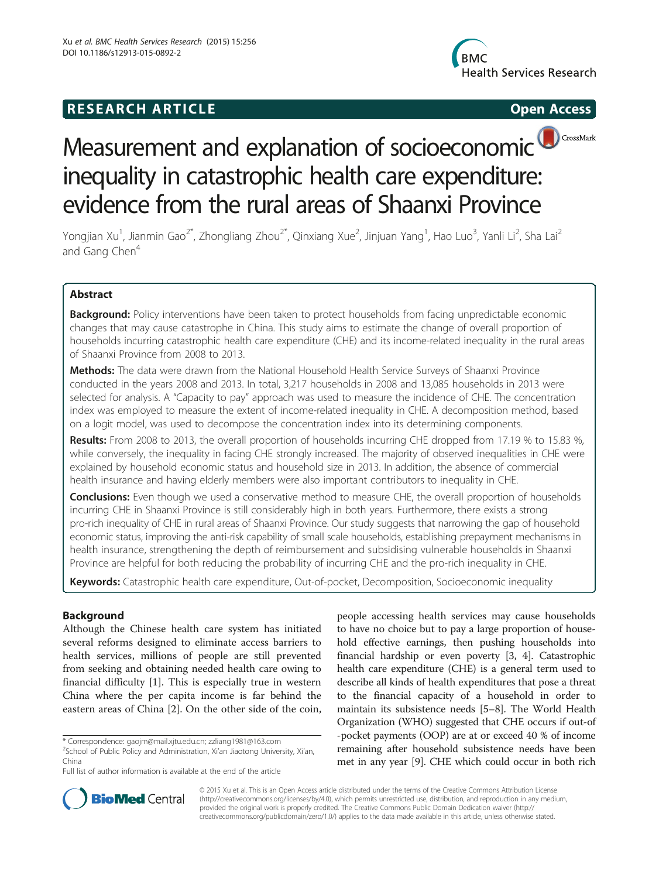**RESEARCH ARTICLE** **Open Access**

# Measurement and explanation of socioeconomic inequality in catastrophic health care expenditure: evidence from the rural areas of Shaanxi Province

Yongjian Xu[1], Jianmin Gao[2*], Zhongliang Zhou[2*], Qinxiang Xue[2], Jinjuan Yang[1], Hao Luo[3], Yanli Li[2], Sha Lai[2] and Gang Chen[4]

## Abstract

**Background:** Policy interventions have been taken to protect households from facing unpredictable economic changes that may cause catastrophe in China. This study aims to estimate the change of overall proportion of households incurring catastrophic health care expenditure (CHE) and its income-related inequality in the rural areas of Shaanxi Province from 2008 to 2013.

**Methods:** The data were drawn from the National Household Health Service Surveys of Shaanxi Province conducted in the years 2008 and 2013. In total, 3,217 households in 2008 and 13,085 households in 2013 were selected for analysis. A "Capacity to pay" approach was used to measure the incidence of CHE. The concentration index was employed to measure the extent of income-related inequality in CHE. A decomposition method, based on a logit model, was used to decompose the concentration index into its determining components.

**Results:** From 2008 to 2013, the overall proportion of households incurring CHE dropped from 17.19 % to 15.83 %, while conversely, the inequality in facing CHE strongly increased. The majority of observed inequalities in CHE were explained by household economic status and household size in 2013. In addition, the absence of commercial health insurance and having elderly members were also important contributors to inequality in CHE.

**Conclusions:** Even though we used a conservative method to measure CHE, the overall proportion of households incurring CHE in Shaanxi Province is still considerably high in both years. Furthermore, there exists a strong pro-rich inequality of CHE in rural areas of Shaanxi Province. Our study suggests that narrowing the gap of household economic status, improving the anti-risk capability of small scale households, establishing prepayment mechanisms in health insurance, strengthening the depth of reimbursement and subsidising vulnerable households in Shaanxi Province are helpful for both reducing the probability of incurring CHE and the pro-rich inequality in CHE.

**Keywords:** Catastrophic health care expenditure, Out-of-pocket, Decomposition, Socioeconomic inequality

## Background

Although the Chinese health care system has initiated several reforms designed to eliminate access barriers to health services, millions of people are still prevented from seeking and obtaining needed health care owing to financial difficulty [1]. This is especially true in western China where the per capita income is far behind the eastern areas of China [2]. On the other side of the coin, people accessing health services may cause households to have no choice but to pay a large proportion of household effective earnings, then pushing households into financial hardship or even poverty [3, 4]. Catastrophic health care expenditure (CHE) is a general term used to describe all kinds of health expenditures that pose a threat to the financial capacity of a household in order to maintain its subsistence needs [5–8]. The World Health Organization (WHO) suggested that CHE occurs if out-of-pocket payments (OOP) are at or exceed 40 % of income remaining after household subsistence needs have been met in any year [9]. CHE which could occur in both rich

\* Correspondence: gaojm@mail.xjtu.edu.cn; zzliang1981@163.com
[2]School of Public Policy and Administration, Xi'an Jiaotong University, Xi'an, China
Full list of author information is available at the end of the article

© 2015 Xu et al. This is an Open Access article distributed under the terms of the Creative Commons Attribution License (http://creativecommons.org/licenses/by/4.0), which permits unrestricted use, distribution, and reproduction in any medium, provided the original work is properly credited. The Creative Commons Public Domain Dedication waiver (http://creativecommons.org/publicdomain/zero/1.0/) applies to the data made available in this article, unless otherwise stated.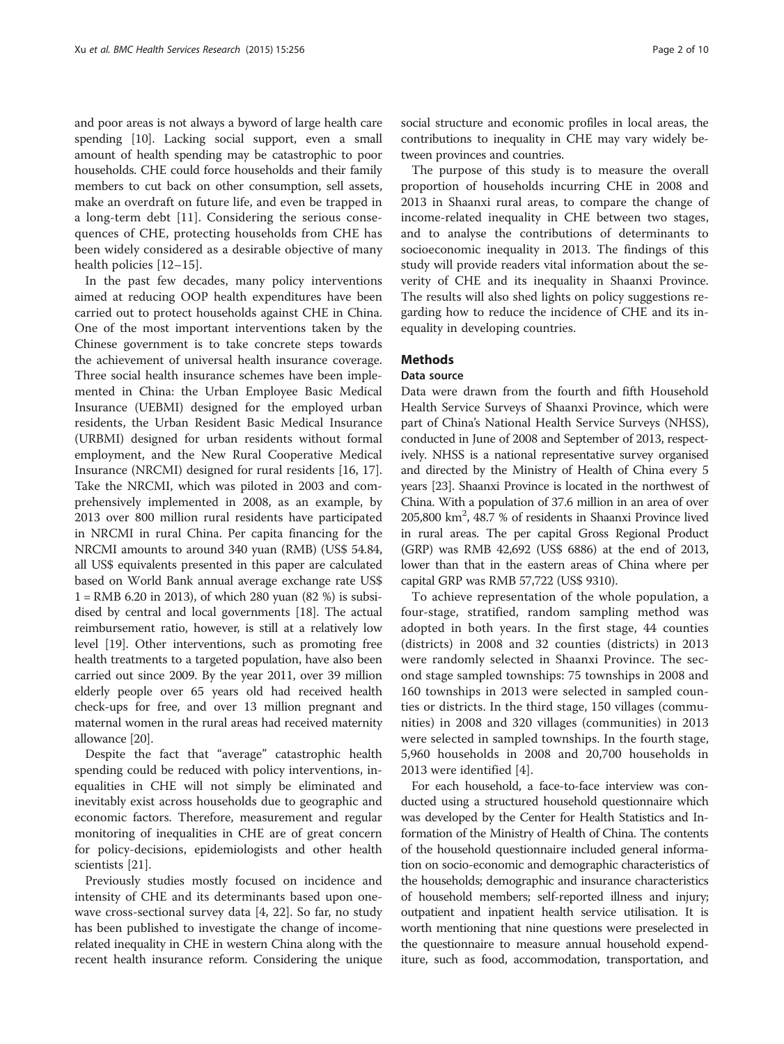and poor areas is not always a byword of large health care spending [10]. Lacking social support, even a small amount of health spending may be catastrophic to poor households. CHE could force households and their family members to cut back on other consumption, sell assets, make an overdraft on future life, and even be trapped in a long-term debt [11]. Considering the serious consequences of CHE, protecting households from CHE has been widely considered as a desirable objective of many health policies [12–15].

In the past few decades, many policy interventions aimed at reducing OOP health expenditures have been carried out to protect households against CHE in China. One of the most important interventions taken by the Chinese government is to take concrete steps towards the achievement of universal health insurance coverage. Three social health insurance schemes have been implemented in China: the Urban Employee Basic Medical Insurance (UEBMI) designed for the employed urban residents, the Urban Resident Basic Medical Insurance (URBMI) designed for urban residents without formal employment, and the New Rural Cooperative Medical Insurance (NRCMI) designed for rural residents [16, 17]. Take the NRCMI, which was piloted in 2003 and comprehensively implemented in 2008, as an example, by 2013 over 800 million rural residents have participated in NRCMI in rural China. Per capita financing for the NRCMI amounts to around 340 yuan (RMB) (US$ 54.84, all US$ equivalents presented in this paper are calculated based on World Bank annual average exchange rate US$ 1 = RMB 6.20 in 2013), of which 280 yuan (82 %) is subsidised by central and local governments [18]. The actual reimbursement ratio, however, is still at a relatively low level [19]. Other interventions, such as promoting free health treatments to a targeted population, have also been carried out since 2009. By the year 2011, over 39 million elderly people over 65 years old had received health check-ups for free, and over 13 million pregnant and maternal women in the rural areas had received maternity allowance [20].

Despite the fact that "average" catastrophic health spending could be reduced with policy interventions, inequalities in CHE will not simply be eliminated and inevitably exist across households due to geographic and economic factors. Therefore, measurement and regular monitoring of inequalities in CHE are of great concern for policy-decisions, epidemiologists and other health scientists [21].

Previously studies mostly focused on incidence and intensity of CHE and its determinants based upon one-wave cross-sectional survey data [4, 22]. So far, no study has been published to investigate the change of income-related inequality in CHE in western China along with the recent health insurance reform. Considering the unique social structure and economic profiles in local areas, the contributions to inequality in CHE may vary widely between provinces and countries.

The purpose of this study is to measure the overall proportion of households incurring CHE in 2008 and 2013 in Shaanxi rural areas, to compare the change of income-related inequality in CHE between two stages, and to analyse the contributions of determinants to socioeconomic inequality in 2013. The findings of this study will provide readers vital information about the severity of CHE and its inequality in Shaanxi Province. The results will also shed lights on policy suggestions regarding how to reduce the incidence of CHE and its inequality in developing countries.

## Methods

### Data source

Data were drawn from the fourth and fifth Household Health Service Surveys of Shaanxi Province, which were part of China's National Health Service Surveys (NHSS), conducted in June of 2008 and September of 2013, respectively. NHSS is a national representative survey organised and directed by the Ministry of Health of China every 5 years [23]. Shaanxi Province is located in the northwest of China. With a population of 37.6 million in an area of over 205,800 km$^2$, 48.7 % of residents in Shaanxi Province lived in rural areas. The per capital Gross Regional Product (GRP) was RMB 42,692 (US$ 6886) at the end of 2013, lower than that in the eastern areas of China where per capital GRP was RMB 57,722 (US$ 9310).

To achieve representation of the whole population, a four-stage, stratified, random sampling method was adopted in both years. In the first stage, 44 counties (districts) in 2008 and 32 counties (districts) in 2013 were randomly selected in Shaanxi Province. The second stage sampled townships: 75 townships in 2008 and 160 townships in 2013 were selected in sampled counties or districts. In the third stage, 150 villages (communities) in 2008 and 320 villages (communities) in 2013 were selected in sampled townships. In the fourth stage, 5,960 households in 2008 and 20,700 households in 2013 were identified [4].

For each household, a face-to-face interview was conducted using a structured household questionnaire which was developed by the Center for Health Statistics and Information of the Ministry of Health of China. The contents of the household questionnaire included general information on socio-economic and demographic characteristics of the households; demographic and insurance characteristics of household members; self-reported illness and injury; outpatient and inpatient health service utilisation. It is worth mentioning that nine questions were preselected in the questionnaire to measure annual household expenditure, such as food, accommodation, transportation, and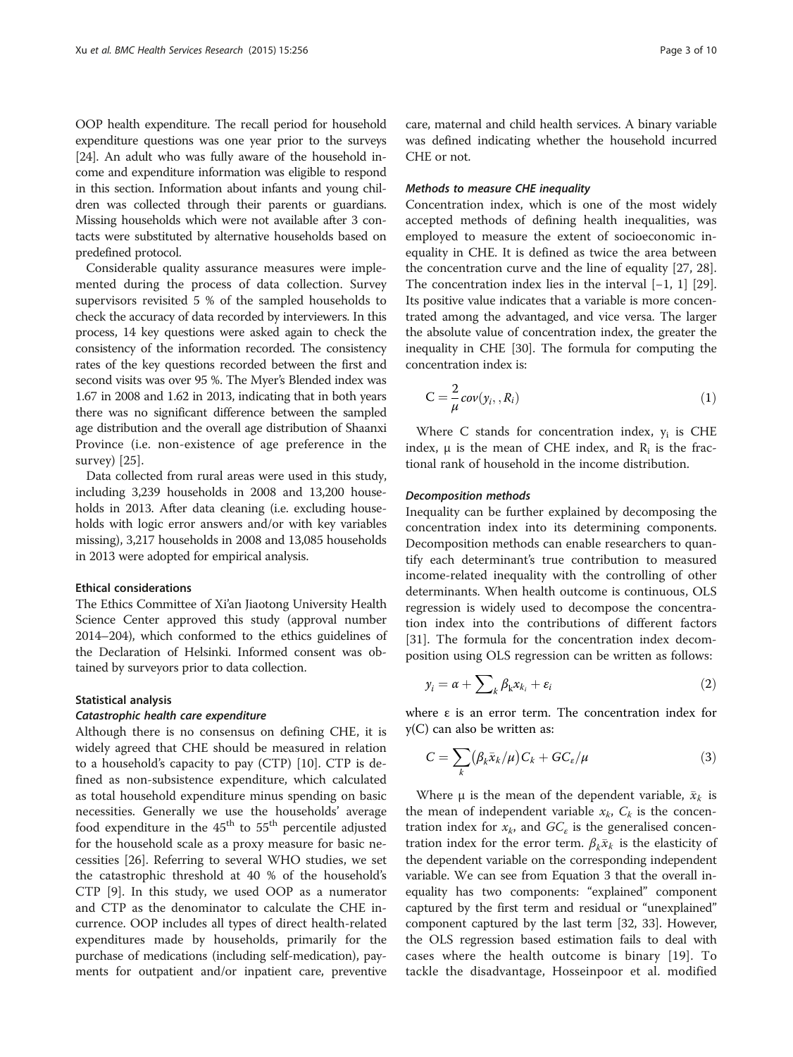OOP health expenditure. The recall period for household expenditure questions was one year prior to the surveys [24]. An adult who was fully aware of the household income and expenditure information was eligible to respond in this section. Information about infants and young children was collected through their parents or guardians. Missing households which were not available after 3 contacts were substituted by alternative households based on predefined protocol.

Considerable quality assurance measures were implemented during the process of data collection. Survey supervisors revisited 5 % of the sampled households to check the accuracy of data recorded by interviewers. In this process, 14 key questions were asked again to check the consistency of the information recorded. The consistency rates of the key questions recorded between the first and second visits was over 95 %. The Myer's Blended index was 1.67 in 2008 and 1.62 in 2013, indicating that in both years there was no significant difference between the sampled age distribution and the overall age distribution of Shaanxi Province (i.e. non-existence of age preference in the survey) [25].

Data collected from rural areas were used in this study, including 3,239 households in 2008 and 13,200 households in 2013. After data cleaning (i.e. excluding households with logic error answers and/or with key variables missing), 3,217 households in 2008 and 13,085 households in 2013 were adopted for empirical analysis.

### Ethical considerations

The Ethics Committee of Xi'an Jiaotong University Health Science Center approved this study (approval number 2014–204), which conformed to the ethics guidelines of the Declaration of Helsinki. Informed consent was obtained by surveyors prior to data collection.

### Statistical analysis

#### *Catastrophic health care expenditure*

Although there is no consensus on defining CHE, it is widely agreed that CHE should be measured in relation to a household's capacity to pay (CTP) [10]. CTP is defined as non-subsistence expenditure, which calculated as total household expenditure minus spending on basic necessities. Generally we use the households' average food expenditure in the 45$^{th}$ to 55$^{th}$ percentile adjusted for the household scale as a proxy measure for basic necessities [26]. Referring to several WHO studies, we set the catastrophic threshold at 40 % of the household's CTP [9]. In this study, we used OOP as a numerator and CTP as the denominator to calculate the CHE incurrence. OOP includes all types of direct health-related expenditures made by households, primarily for the purchase of medications (including self-medication), payments for outpatient and/or inpatient care, preventive care, maternal and child health services. A binary variable was defined indicating whether the household incurred CHE or not.

#### *Methods to measure CHE inequality*

Concentration index, which is one of the most widely accepted methods of defining health inequalities, was employed to measure the extent of socioeconomic inequality in CHE. It is defined as twice the area between the concentration curve and the line of equality [27, 28]. The concentration index lies in the interval [−1, 1] [29]. Its positive value indicates that a variable is more concentrated among the advantaged, and vice versa. The larger the absolute value of concentration index, the greater the inequality in CHE [30]. The formula for computing the concentration index is:

$$\mathrm{C} = \frac{2}{\mu} cov(y_i, , R_i) \tag{1}$$

Where C stands for concentration index, $y_i$ is CHE index, μ is the mean of CHE index, and $R_i$ is the fractional rank of household in the income distribution.

#### *Decomposition methods*

Inequality can be further explained by decomposing the concentration index into its determining components. Decomposition methods can enable researchers to quantify each determinant's true contribution to measured income-related inequality with the controlling of other determinants. When health outcome is continuous, OLS regression is widely used to decompose the concentration index into the contributions of different factors [31]. The formula for the concentration index decomposition using OLS regression can be written as follows:

$$y_i = \alpha + \sum\nolimits_k \beta_k x_{k_i} + \varepsilon_i \tag{2}$$

where ε is an error term. The concentration index for y(C) can also be written as:

$$C = \sum_k \left(\beta_k \bar{x}_k / \mu\right) C_k + GC_\varepsilon / \mu \tag{3}$$

Where μ is the mean of the dependent variable, $\bar{x}_k$ is the mean of independent variable $x_k$, $C_k$ is the concentration index for $x_k$, and $GC_\varepsilon$ is the generalised concentration index for the error term. $\beta_k \bar{x}_k$ is the elasticity of the dependent variable on the corresponding independent variable. We can see from Equation 3 that the overall inequality has two components: "explained" component captured by the first term and residual or "unexplained" component captured by the last term [32, 33]. However, the OLS regression based estimation fails to deal with cases where the health outcome is binary [19]. To tackle the disadvantage, Hosseinpoor et al. modified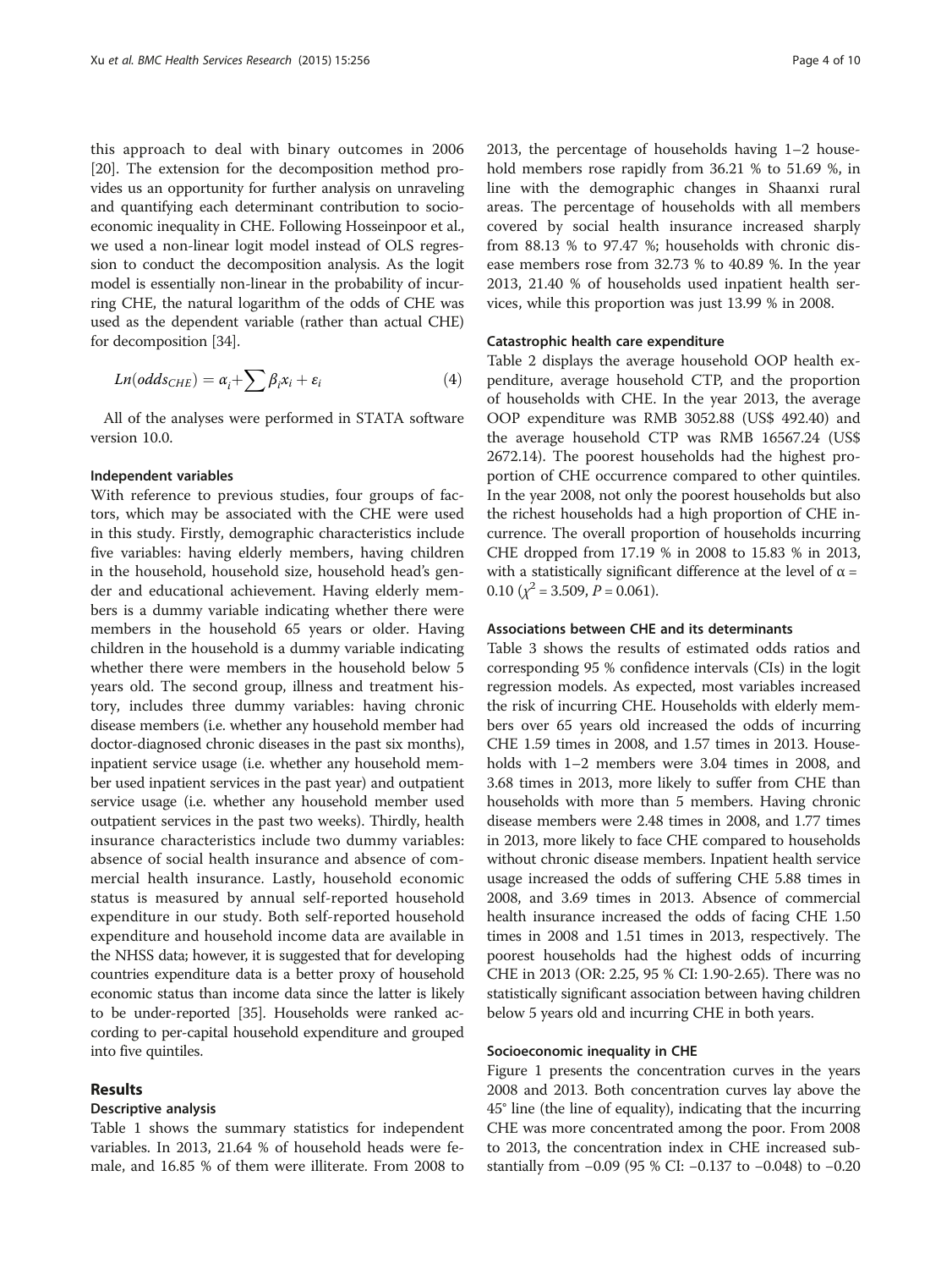this approach to deal with binary outcomes in 2006 [20]. The extension for the decomposition method provides us an opportunity for further analysis on unraveling and quantifying each determinant contribution to socioeconomic inequality in CHE. Following Hosseinpoor et al., we used a non-linear logit model instead of OLS regression to conduct the decomposition analysis. As the logit model is essentially non-linear in the probability of incurring CHE, the natural logarithm of the odds of CHE was used as the dependent variable (rather than actual CHE) for decomposition [34].

$$Ln(odds_{CHE}) = \alpha_i + \sum \beta_i x_i + \varepsilon_i \quad (4)$$

All of the analyses were performed in STATA software version 10.0.

### Independent variables

With reference to previous studies, four groups of factors, which may be associated with the CHE were used in this study. Firstly, demographic characteristics include five variables: having elderly members, having children in the household, household size, household head's gender and educational achievement. Having elderly members is a dummy variable indicating whether there were members in the household 65 years or older. Having children in the household is a dummy variable indicating whether there were members in the household below 5 years old. The second group, illness and treatment history, includes three dummy variables: having chronic disease members (i.e. whether any household member had doctor-diagnosed chronic diseases in the past six months), inpatient service usage (i.e. whether any household member used inpatient services in the past year) and outpatient service usage (i.e. whether any household member used outpatient services in the past two weeks). Thirdly, health insurance characteristics include two dummy variables: absence of social health insurance and absence of commercial health insurance. Lastly, household economic status is measured by annual self-reported household expenditure in our study. Both self-reported household expenditure and household income data are available in the NHSS data; however, it is suggested that for developing countries expenditure data is a better proxy of household economic status than income data since the latter is likely to be under-reported [35]. Households were ranked according to per-capital household expenditure and grouped into five quintiles.

## Results

### Descriptive analysis

Table 1 shows the summary statistics for independent variables. In 2013, 21.64 % of household heads were female, and 16.85 % of them were illiterate. From 2008 to 2013, the percentage of households having 1–2 household members rose rapidly from 36.21 % to 51.69 %, in line with the demographic changes in Shaanxi rural areas. The percentage of households with all members covered by social health insurance increased sharply from 88.13 % to 97.47 %; households with chronic disease members rose from 32.73 % to 40.89 %. In the year 2013, 21.40 % of households used inpatient health services, while this proportion was just 13.99 % in 2008.

### Catastrophic health care expenditure

Table 2 displays the average household OOP health expenditure, average household CTP, and the proportion of households with CHE. In the year 2013, the average OOP expenditure was RMB 3052.88 (US$ 492.40) and the average household CTP was RMB 16567.24 (US$ 2672.14). The poorest households had the highest proportion of CHE occurrence compared to other quintiles. In the year 2008, not only the poorest households but also the richest households had a high proportion of CHE incurrence. The overall proportion of households incurring CHE dropped from 17.19 % in 2008 to 15.83 % in 2013, with a statistically significant difference at the level of $\alpha = 0.10$ ($\chi^2 = 3.509$, $P = 0.061$).

### Associations between CHE and its determinants

Table 3 shows the results of estimated odds ratios and corresponding 95 % confidence intervals (CIs) in the logit regression models. As expected, most variables increased the risk of incurring CHE. Households with elderly members over 65 years old increased the odds of incurring CHE 1.59 times in 2008, and 1.57 times in 2013. Households with 1–2 members were 3.04 times in 2008, and 3.68 times in 2013, more likely to suffer from CHE than households with more than 5 members. Having chronic disease members were 2.48 times in 2008, and 1.77 times in 2013, more likely to face CHE compared to households without chronic disease members. Inpatient health service usage increased the odds of suffering CHE 5.88 times in 2008, and 3.69 times in 2013. Absence of commercial health insurance increased the odds of facing CHE 1.50 times in 2008 and 1.51 times in 2013, respectively. The poorest households had the highest odds of incurring CHE in 2013 (OR: 2.25, 95 % CI: 1.90-2.65). There was no statistically significant association between having children below 5 years old and incurring CHE in both years.

### Socioeconomic inequality in CHE

Figure 1 presents the concentration curves in the years 2008 and 2013. Both concentration curves lay above the 45° line (the line of equality), indicating that the incurring CHE was more concentrated among the poor. From 2008 to 2013, the concentration index in CHE increased substantially from −0.09 (95 % CI: −0.137 to −0.048) to −0.20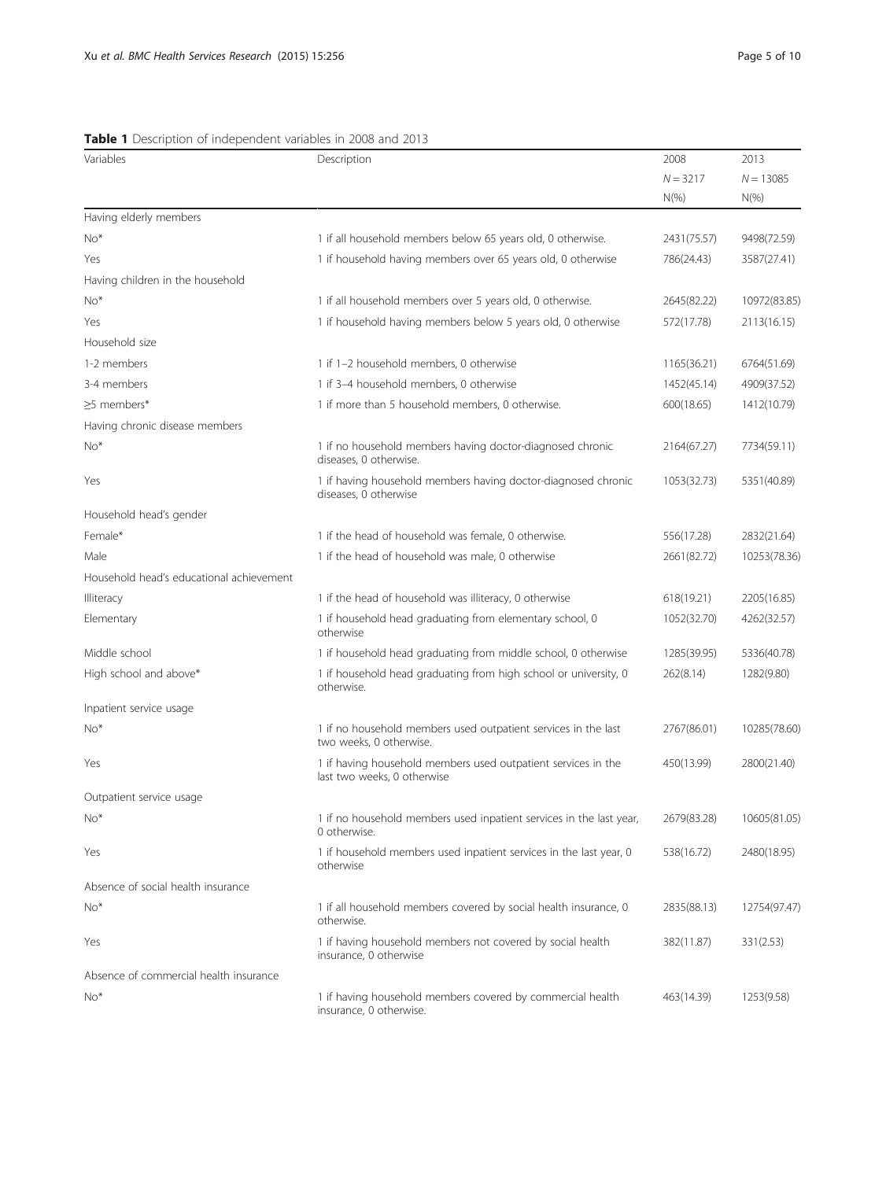**Table 1** Description of independent variables in 2008 and 2013

| Variables | Description | 2008 | 2013 |
|---|---|---|---|
| | | $N = 3217$ | $N = 13085$ |
| | | N(%) | N(%) |
| Having elderly members | | | |
| No* | 1 if all household members below 65 years old, 0 otherwise. | 2431(75.57) | 9498(72.59) |
| Yes | 1 if household having members over 65 years old, 0 otherwise | 786(24.43) | 3587(27.41) |
| Having children in the household | | | |
| No* | 1 if all household members over 5 years old, 0 otherwise. | 2645(82.22) | 10972(83.85) |
| Yes | 1 if household having members below 5 years old, 0 otherwise | 572(17.78) | 2113(16.15) |
| Household size | | | |
| 1-2 members | 1 if 1–2 household members, 0 otherwise | 1165(36.21) | 6764(51.69) |
| 3-4 members | 1 if 3–4 household members, 0 otherwise | 1452(45.14) | 4909(37.52) |
| ≥5 members* | 1 if more than 5 household members, 0 otherwise. | 600(18.65) | 1412(10.79) |
| Having chronic disease members | | | |
| No* | 1 if no household members having doctor-diagnosed chronic diseases, 0 otherwise. | 2164(67.27) | 7734(59.11) |
| Yes | 1 if having household members having doctor-diagnosed chronic diseases, 0 otherwise | 1053(32.73) | 5351(40.89) |
| Household head's gender | | | |
| Female* | 1 if the head of household was female, 0 otherwise. | 556(17.28) | 2832(21.64) |
| Male | 1 if the head of household was male, 0 otherwise | 2661(82.72) | 10253(78.36) |
| Household head's educational achievement | | | |
| Illiteracy | 1 if the head of household was illiteracy, 0 otherwise | 618(19.21) | 2205(16.85) |
| Elementary | 1 if household head graduating from elementary school, 0 otherwise | 1052(32.70) | 4262(32.57) |
| Middle school | 1 if household head graduating from middle school, 0 otherwise | 1285(39.95) | 5336(40.78) |
| High school and above* | 1 if household head graduating from high school or university, 0 otherwise. | 262(8.14) | 1282(9.80) |
| Inpatient service usage | | | |
| No* | 1 if no household members used outpatient services in the last two weeks, 0 otherwise. | 2767(86.01) | 10285(78.60) |
| Yes | 1 if having household members used outpatient services in the last two weeks, 0 otherwise | 450(13.99) | 2800(21.40) |
| Outpatient service usage | | | |
| No* | 1 if no household members used inpatient services in the last year, 0 otherwise. | 2679(83.28) | 10605(81.05) |
| Yes | 1 if household members used inpatient services in the last year, 0 otherwise | 538(16.72) | 2480(18.95) |
| Absence of social health insurance | | | |
| No* | 1 if all household members covered by social health insurance, 0 otherwise. | 2835(88.13) | 12754(97.47) |
| Yes | 1 if having household members not covered by social health insurance, 0 otherwise | 382(11.87) | 331(2.53) |
| Absence of commercial health insurance | | | |
| No* | 1 if having household members covered by commercial health insurance, 0 otherwise. | 463(14.39) | 1253(9.58) |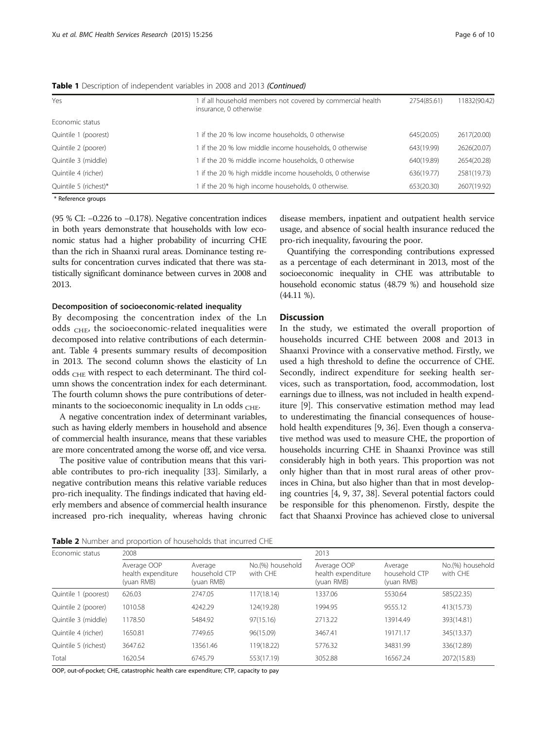**Table 1** Description of independent variables in 2008 and 2013 *(Continued)*

| | | | |
|---|---|---|---|
| Yes | 1 if all household members not covered by commercial health insurance, 0 otherwise | 2754(85.61) | 11832(90.42) |
| Economic status | | | |
| Quintile 1 (poorest) | 1 if the 20 % low income households, 0 otherwise | 645(20.05) | 2617(20.00) |
| Quintile 2 (poorer) | 1 if the 20 % low middle income households, 0 otherwise | 643(19.99) | 2626(20.07) |
| Quintile 3 (middle) | 1 if the 20 % middle income households, 0 otherwise | 640(19.89) | 2654(20.28) |
| Quintile 4 (richer) | 1 if the 20 % high middle income households, 0 otherwise | 636(19.77) | 2581(19.73) |
| Quintile 5 (richest)* | 1 if the 20 % high income households, 0 otherwise. | 653(20.30) | 2607(19.92) |

\* Reference groups

(95 % CI: −0.226 to −0.178). Negative concentration indices in both years demonstrate that households with low economic status had a higher probability of incurring CHE than the rich in Shaanxi rural areas. Dominance testing results for concentration curves indicated that there was statistically significant dominance between curves in 2008 and 2013.

#### Decomposition of socioeconomic-related inequality

By decomposing the concentration index of the Ln odds $_{CHE}$, the socioeconomic-related inequalities were decomposed into relative contributions of each determinant. Table 4 presents summary results of decomposition in 2013. The second column shows the elasticity of Ln odds $_{CHE}$ with respect to each determinant. The third column shows the concentration index for each determinant. The fourth column shows the pure contributions of determinants to the socioeconomic inequality in Ln odds $_{CHE}$.

A negative concentration index of determinant variables, such as having elderly members in household and absence of commercial health insurance, means that these variables are more concentrated among the worse off, and vice versa.

The positive value of contribution means that this variable contributes to pro-rich inequality [33]. Similarly, a negative contribution means this relative variable reduces pro-rich inequality. The findings indicated that having elderly members and absence of commercial health insurance increased pro-rich inequality, whereas having chronic disease members, inpatient and outpatient health service usage, and absence of social health insurance reduced the pro-rich inequality, favouring the poor.

Quantifying the corresponding contributions expressed as a percentage of each determinant in 2013, most of the socioeconomic inequality in CHE was attributable to household economic status (48.79 %) and household size (44.11 %).

## Discussion

In the study, we estimated the overall proportion of households incurred CHE between 2008 and 2013 in Shaanxi Province with a conservative method. Firstly, we used a high threshold to define the occurrence of CHE. Secondly, indirect expenditure for seeking health services, such as transportation, food, accommodation, lost earnings due to illness, was not included in health expenditure [9]. This conservative estimation method may lead to underestimating the financial consequences of household health expenditures [9, 36]. Even though a conservative method was used to measure CHE, the proportion of households incurring CHE in Shaanxi Province was still considerably high in both years. This proportion was not only higher than that in most rural areas of other provinces in China, but also higher than that in most developing countries [4, 9, 37, 38]. Several potential factors could be responsible for this phenomenon. Firstly, despite the fact that Shaanxi Province has achieved close to universal

**Table 2** Number and proportion of households that incurred CHE

| Economic status | 2008 | | | 2013 | | |
|---|---|---|---|---|---|---|
| | Average OOP health expenditure (yuan RMB) | Average household CTP (yuan RMB) | No.(%) household with CHE | Average OOP health expenditure (yuan RMB) | Average household CTP (yuan RMB) | No.(%) household with CHE |
| Quintile 1 (poorest) | 626.03 | 2747.05 | 117(18.14) | 1337.06 | 5530.64 | 585(22.35) |
| Quintile 2 (poorer) | 1010.58 | 4242.29 | 124(19.28) | 1994.95 | 9555.12 | 413(15.73) |
| Quintile 3 (middle) | 1178.50 | 5484.92 | 97(15.16) | 2713.22 | 13914.49 | 393(14.81) |
| Quintile 4 (richer) | 1650.81 | 7749.65 | 96(15.09) | 3467.41 | 19171.17 | 345(13.37) |
| Quintile 5 (richest) | 3647.62 | 13561.46 | 119(18.22) | 5776.32 | 34831.99 | 336(12.89) |
| Total | 1620.54 | 6745.79 | 553(17.19) | 3052.88 | 16567.24 | 2072(15.83) |

OOP, out-of-pocket; CHE, catastrophic health care expenditure; CTP, capacity to pay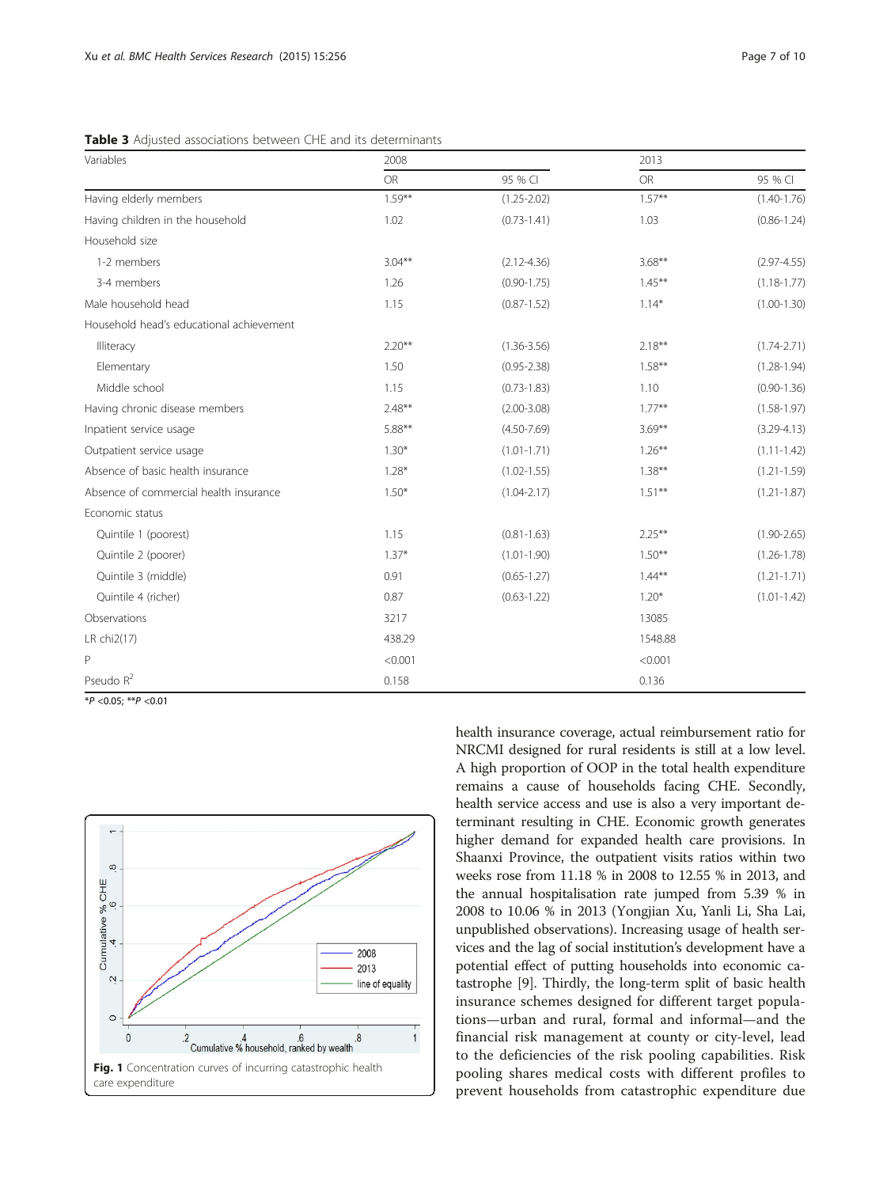**Table 3** Adjusted associations between CHE and its determinants

| Variables | 2008 | | 2013 | |
|---|---|---|---|---|
| | OR | 95 % CI | OR | 95 % CI |
| Having elderly members | 1.59** | (1.25-2.02) | 1.57** | (1.40-1.76) |
| Having children in the household | 1.02 | (0.73-1.41) | 1.03 | (0.86-1.24) |
| Household size | | | | |
| 1-2 members | 3.04** | (2.12-4.36) | 3.68** | (2.97-4.55) |
| 3-4 members | 1.26 | (0.90-1.75) | 1.45** | (1.18-1.77) |
| Male household head | 1.15 | (0.87-1.52) | 1.14* | (1.00-1.30) |
| Household head's educational achievement | | | | |
| Illiteracy | 2.20** | (1.36-3.56) | 2.18** | (1.74-2.71) |
| Elementary | 1.50 | (0.95-2.38) | 1.58** | (1.28-1.94) |
| Middle school | 1.15 | (0.73-1.83) | 1.10 | (0.90-1.36) |
| Having chronic disease members | 2.48** | (2.00-3.08) | 1.77** | (1.58-1.97) |
| Inpatient service usage | 5.88** | (4.50-7.69) | 3.69** | (3.29-4.13) |
| Outpatient service usage | 1.30* | (1.01-1.71) | 1.26** | (1.11-1.42) |
| Absence of basic health insurance | 1.28* | (1.02-1.55) | 1.38** | (1.21-1.59) |
| Absence of commercial health insurance | 1.50* | (1.04-2.17) | 1.51** | (1.21-1.87) |
| Economic status | | | | |
| Quintile 1 (poorest) | 1.15 | (0.81-1.63) | 2.25** | (1.90-2.65) |
| Quintile 2 (poorer) | 1.37* | (1.01-1.90) | 1.50** | (1.26-1.78) |
| Quintile 3 (middle) | 0.91 | (0.65-1.27) | 1.44** | (1.21-1.71) |
| Quintile 4 (richer) | 0.87 | (0.63-1.22) | 1.20* | (1.01-1.42) |
| Observations | 3217 | | 13085 | |
| LR chi2(17) | 438.29 | | 1548.88 | |
| P | <0.001 | | <0.001 | |
| Pseudo $R^2$ | 0.158 | | 0.136 | |

*$P$ <0.05; **$P$ <0.01

**Fig. 1** Concentration curves of incurring catastrophic health care expenditure

health insurance coverage, actual reimbursement ratio for NRCMI designed for rural residents is still at a low level. A high proportion of OOP in the total health expenditure remains a cause of households facing CHE. Secondly, health service access and use is also a very important determinant resulting in CHE. Economic growth generates higher demand for expanded health care provisions. In Shaanxi Province, the outpatient visits ratios within two weeks rose from 11.18 % in 2008 to 12.55 % in 2013, and the annual hospitalisation rate jumped from 5.39 % in 2008 to 10.06 % in 2013 (Yongjian Xu, Yanli Li, Sha Lai, unpublished observations). Increasing usage of health services and the lag of social institution's development have a potential effect of putting households into economic catastrophe [9]. Thirdly, the long-term split of basic health insurance schemes designed for different target populations—urban and rural, formal and informal—and the financial risk management at county or city-level, lead to the deficiencies of the risk pooling capabilities. Risk pooling shares medical costs with different profiles to prevent households from catastrophic expenditure due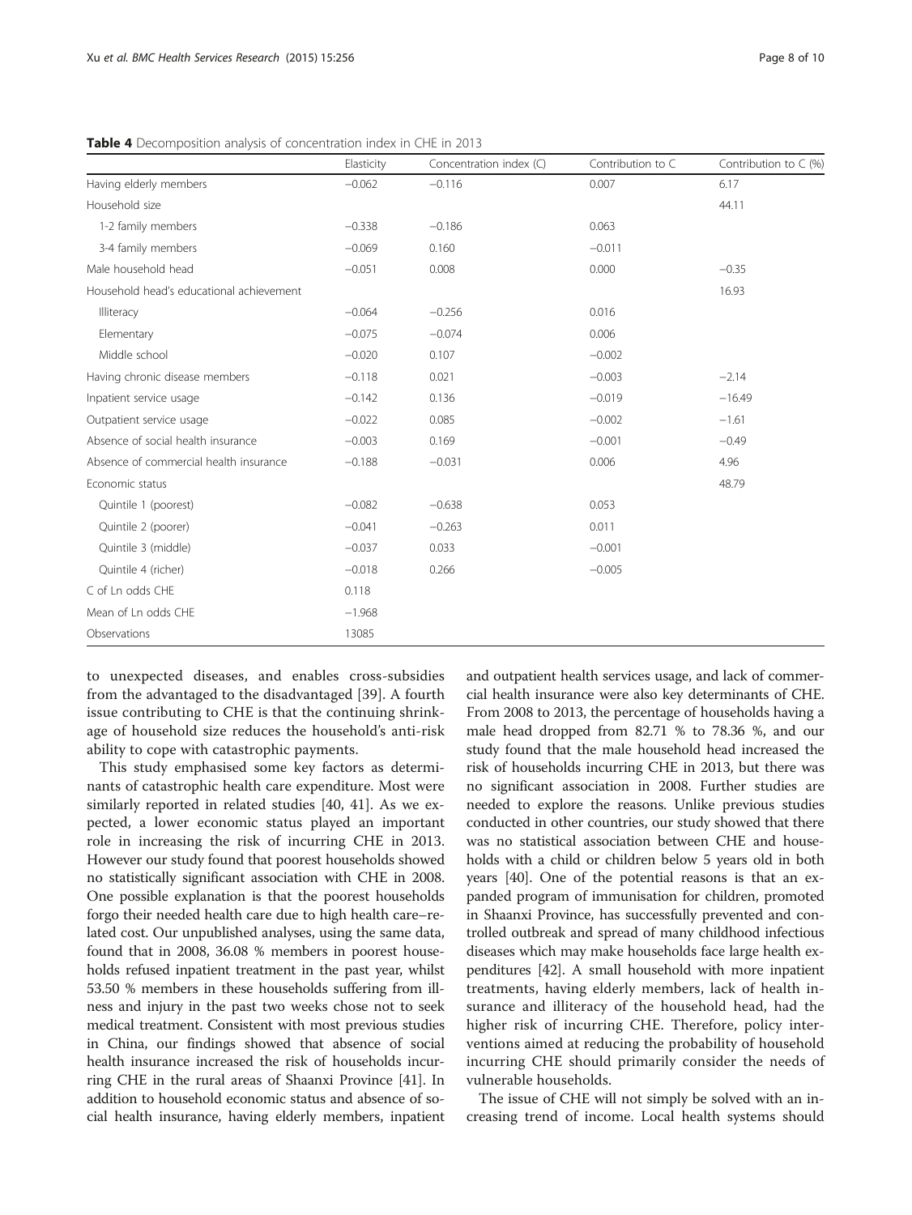**Table 4** Decomposition analysis of concentration index in CHE in 2013

| | Elasticity | Concentration index (C) | Contribution to C | Contribution to C (%) |
|---|---|---|---|---|
| Having elderly members | −0.062 | −0.116 | 0.007 | 6.17 |
| Household size | | | | 44.11 |
| 1-2 family members | −0.338 | −0.186 | 0.063 | |
| 3-4 family members | −0.069 | 0.160 | −0.011 | |
| Male household head | −0.051 | 0.008 | 0.000 | −0.35 |
| Household head's educational achievement | | | | 16.93 |
| Illiteracy | −0.064 | −0.256 | 0.016 | |
| Elementary | −0.075 | −0.074 | 0.006 | |
| Middle school | −0.020 | 0.107 | −0.002 | |
| Having chronic disease members | −0.118 | 0.021 | −0.003 | −2.14 |
| Inpatient service usage | −0.142 | 0.136 | −0.019 | −16.49 |
| Outpatient service usage | −0.022 | 0.085 | −0.002 | −1.61 |
| Absence of social health insurance | −0.003 | 0.169 | −0.001 | −0.49 |
| Absence of commercial health insurance | −0.188 | −0.031 | 0.006 | 4.96 |
| Economic status | | | | 48.79 |
| Quintile 1 (poorest) | −0.082 | −0.638 | 0.053 | |
| Quintile 2 (poorer) | −0.041 | −0.263 | 0.011 | |
| Quintile 3 (middle) | −0.037 | 0.033 | −0.001 | |
| Quintile 4 (richer) | −0.018 | 0.266 | −0.005 | |
| C of Ln odds CHE | 0.118 | | | |
| Mean of Ln odds CHE | −1.968 | | | |
| Observations | 13085 | | | |

to unexpected diseases, and enables cross-subsidies from the advantaged to the disadvantaged [39]. A fourth issue contributing to CHE is that the continuing shrinkage of household size reduces the household's anti-risk ability to cope with catastrophic payments.

This study emphasised some key factors as determinants of catastrophic health care expenditure. Most were similarly reported in related studies [40, 41]. As we expected, a lower economic status played an important role in increasing the risk of incurring CHE in 2013. However our study found that poorest households showed no statistically significant association with CHE in 2008. One possible explanation is that the poorest households forgo their needed health care due to high health care–related cost. Our unpublished analyses, using the same data, found that in 2008, 36.08 % members in poorest households refused inpatient treatment in the past year, whilst 53.50 % members in these households suffering from illness and injury in the past two weeks chose not to seek medical treatment. Consistent with most previous studies in China, our findings showed that absence of social health insurance increased the risk of households incurring CHE in the rural areas of Shaanxi Province [41]. In addition to household economic status and absence of social health insurance, having elderly members, inpatient and outpatient health services usage, and lack of commercial health insurance were also key determinants of CHE. From 2008 to 2013, the percentage of households having a male head dropped from 82.71 % to 78.36 %, and our study found that the male household head increased the risk of households incurring CHE in 2013, but there was no significant association in 2008. Further studies are needed to explore the reasons. Unlike previous studies conducted in other countries, our study showed that there was no statistical association between CHE and households with a child or children below 5 years old in both years [40]. One of the potential reasons is that an expanded program of immunisation for children, promoted in Shaanxi Province, has successfully prevented and controlled outbreak and spread of many childhood infectious diseases which may make households face large health expenditures [42]. A small household with more inpatient treatments, having elderly members, lack of health insurance and illiteracy of the household head, had the higher risk of incurring CHE. Therefore, policy interventions aimed at reducing the probability of household incurring CHE should primarily consider the needs of vulnerable households.

The issue of CHE will not simply be solved with an increasing trend of income. Local health systems should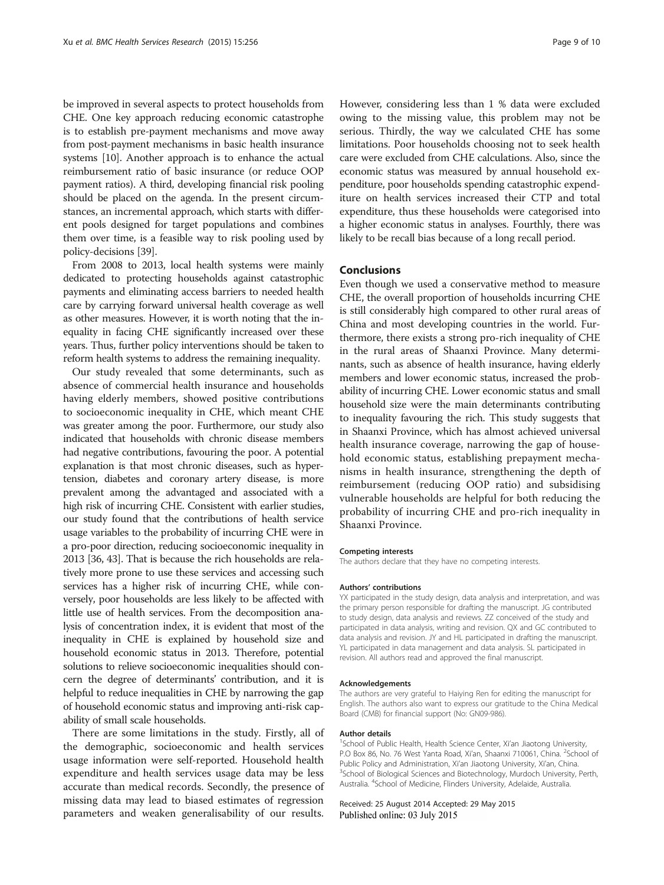be improved in several aspects to protect households from CHE. One key approach reducing economic catastrophe is to establish pre-payment mechanisms and move away from post-payment mechanisms in basic health insurance systems [10]. Another approach is to enhance the actual reimbursement ratio of basic insurance (or reduce OOP payment ratios). A third, developing financial risk pooling should be placed on the agenda. In the present circumstances, an incremental approach, which starts with different pools designed for target populations and combines them over time, is a feasible way to risk pooling used by policy-decisions [39].

From 2008 to 2013, local health systems were mainly dedicated to protecting households against catastrophic payments and eliminating access barriers to needed health care by carrying forward universal health coverage as well as other measures. However, it is worth noting that the inequality in facing CHE significantly increased over these years. Thus, further policy interventions should be taken to reform health systems to address the remaining inequality.

Our study revealed that some determinants, such as absence of commercial health insurance and households having elderly members, showed positive contributions to socioeconomic inequality in CHE, which meant CHE was greater among the poor. Furthermore, our study also indicated that households with chronic disease members had negative contributions, favouring the poor. A potential explanation is that most chronic diseases, such as hypertension, diabetes and coronary artery disease, is more prevalent among the advantaged and associated with a high risk of incurring CHE. Consistent with earlier studies, our study found that the contributions of health service usage variables to the probability of incurring CHE were in a pro-poor direction, reducing socioeconomic inequality in 2013 [36, 43]. That is because the rich households are relatively more prone to use these services and accessing such services has a higher risk of incurring CHE, while conversely, poor households are less likely to be affected with little use of health services. From the decomposition analysis of concentration index, it is evident that most of the inequality in CHE is explained by household size and household economic status in 2013. Therefore, potential solutions to relieve socioeconomic inequalities should concern the degree of determinants' contribution, and it is helpful to reduce inequalities in CHE by narrowing the gap of household economic status and improving anti-risk capability of small scale households.

There are some limitations in the study. Firstly, all of the demographic, socioeconomic and health services usage information were self-reported. Household health expenditure and health services usage data may be less accurate than medical records. Secondly, the presence of missing data may lead to biased estimates of regression parameters and weaken generalisability of our results. However, considering less than 1 % data were excluded owing to the missing value, this problem may not be serious. Thirdly, the way we calculated CHE has some limitations. Poor households choosing not to seek health care were excluded from CHE calculations. Also, since the economic status was measured by annual household expenditure, poor households spending catastrophic expenditure on health services increased their CTP and total expenditure, thus these households were categorised into a higher economic status in analyses. Fourthly, there was likely to be recall bias because of a long recall period.

## Conclusions

Even though we used a conservative method to measure CHE, the overall proportion of households incurring CHE is still considerably high compared to other rural areas of China and most developing countries in the world. Furthermore, there exists a strong pro-rich inequality of CHE in the rural areas of Shaanxi Province. Many determinants, such as absence of health insurance, having elderly members and lower economic status, increased the probability of incurring CHE. Lower economic status and small household size were the main determinants contributing to inequality favouring the rich. This study suggests that in Shaanxi Province, which has almost achieved universal health insurance coverage, narrowing the gap of household economic status, establishing prepayment mechanisms in health insurance, strengthening the depth of reimbursement (reducing OOP ratio) and subsidising vulnerable households are helpful for both reducing the probability of incurring CHE and pro-rich inequality in Shaanxi Province.

#### Competing interests

The authors declare that they have no competing interests.

#### Authors' contributions

YX participated in the study design, data analysis and interpretation, and was the primary person responsible for drafting the manuscript. JG contributed to study design, data analysis and reviews. ZZ conceived of the study and participated in data analysis, writing and revision. QX and GC contributed to data analysis and revision. JY and HL participated in drafting the manuscript. YL participated in data management and data analysis. SL participated in revision. All authors read and approved the final manuscript.

#### Acknowledgements

The authors are very grateful to Haiying Ren for editing the manuscript for English. The authors also want to express our gratitude to the China Medical Board (CMB) for financial support (No: GN09-986).

#### Author details

[1]School of Public Health, Health Science Center, Xi'an Jiaotong University, P.O Box 86, No. 76 West Yanta Road, Xi'an, Shaanxi 710061, China. [2]School of Public Policy and Administration, Xi'an Jiaotong University, Xi'an, China. [3]School of Biological Sciences and Biotechnology, Murdoch University, Perth, Australia. [4]School of Medicine, Flinders University, Adelaide, Australia.

Received: 25 August 2014 Accepted: 29 May 2015
Published online: 03 July 2015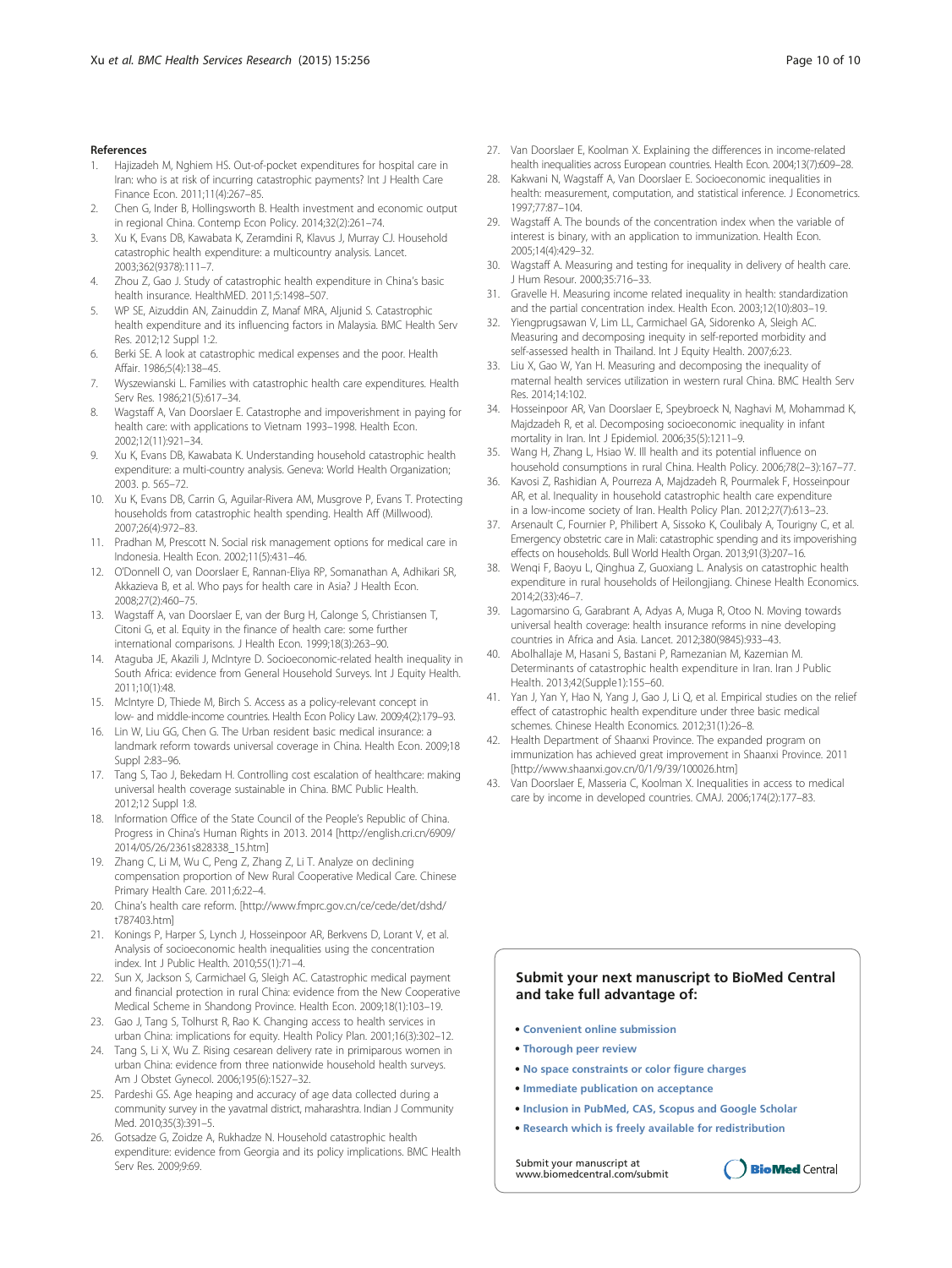## References

1. Hajizadeh M, Nghiem HS. Out-of-pocket expenditures for hospital care in Iran: who is at risk of incurring catastrophic payments? Int J Health Care Finance Econ. 2011;11(4):267–85.
2. Chen G, Inder B, Hollingsworth B. Health investment and economic output in regional China. Contemp Econ Policy. 2014;32(2):261–74.
3. Xu K, Evans DB, Kawabata K, Zeramdini R, Klavus J, Murray CJ. Household catastrophic health expenditure: a multicountry analysis. Lancet. 2003;362(9378):111–7.
4. Zhou Z, Gao J. Study of catastrophic health expenditure in China's basic health insurance. HealthMED. 2011;5:1498–507.
5. WP SE, Aizuddin AN, Zainuddin Z, Manaf MRA, Aljunid S. Catastrophic health expenditure and its influencing factors in Malaysia. BMC Health Serv Res. 2012;12 Suppl 1:2.
6. Berki SE. A look at catastrophic medical expenses and the poor. Health Affair. 1986;5(4):138–45.
7. Wyszewianski L. Families with catastrophic health care expenditures. Health Serv Res. 1986;21(5):617–34.
8. Wagstaff A, Van Doorslaer E. Catastrophe and impoverishment in paying for health care: with applications to Vietnam 1993–1998. Health Econ. 2002;12(11):921–34.
9. Xu K, Evans DB, Kawabata K. Understanding household catastrophic health expenditure: a multi-country analysis. Geneva: World Health Organization; 2003. p. 565–72.
10. Xu K, Evans DB, Carrin G, Aguilar-Rivera AM, Musgrove P, Evans T. Protecting households from catastrophic health spending. Health Aff (Millwood). 2007;26(4):972–83.
11. Pradhan M, Prescott N. Social risk management options for medical care in Indonesia. Health Econ. 2002;11(5):431–46.
12. O'Donnell O, van Doorslaer E, Rannan-Eliya RP, Somanathan A, Adhikari SR, Akkazieva B, et al. Who pays for health care in Asia? J Health Econ. 2008;27(2):460–75.
13. Wagstaff A, van Doorslaer E, van der Burg H, Calonge S, Christiansen T, Citoni G, et al. Equity in the finance of health care: some further international comparisons. J Health Econ. 1999;18(3):263–90.
14. Ataguba JE, Akazili J, McIntyre D. Socioeconomic-related health inequality in South Africa: evidence from General Household Surveys. Int J Equity Health. 2011;10(1):48.
15. McIntyre D, Thiede M, Birch S. Access as a policy-relevant concept in low- and middle-income countries. Health Econ Policy Law. 2009;4(2):179–93.
16. Lin W, Liu GG, Chen G. The Urban resident basic medical insurance: a landmark reform towards universal coverage in China. Health Econ. 2009;18 Suppl 2:83–96.
17. Tang S, Tao J, Bekedam H. Controlling cost escalation of healthcare: making universal health coverage sustainable in China. BMC Public Health. 2012;12 Suppl 1:8.
18. Information Office of the State Council of the People's Republic of China. Progress in China's Human Rights in 2013. 2014 [http://english.cri.cn/6909/2014/05/26/2361s828338_15.htm]
19. Zhang C, Li M, Wu C, Peng Z, Zhang Z, Li T. Analyze on declining compensation proportion of New Rural Cooperative Medical Care. Chinese Primary Health Care. 2011;6:22–4.
20. China's health care reform. [http://www.fmprc.gov.cn/ce/cede/det/dshd/t787403.htm]
21. Konings P, Harper S, Lynch J, Hosseinpoor AR, Berkvens D, Lorant V, et al. Analysis of socioeconomic health inequalities using the concentration index. Int J Public Health. 2010;55(1):71–4.
22. Sun X, Jackson S, Carmichael G, Sleigh AC. Catastrophic medical payment and financial protection in rural China: evidence from the New Cooperative Medical Scheme in Shandong Province. Health Econ. 2009;18(1):103–19.
23. Gao J, Tang S, Tolhurst R, Rao K. Changing access to health services in urban China: implications for equity. Health Policy Plan. 2001;16(3):302–12.
24. Tang S, Li X, Wu Z. Rising cesarean delivery rate in primiparous women in urban China: evidence from three nationwide household health surveys. Am J Obstet Gynecol. 2006;195(6):1527–32.
25. Pardeshi GS. Age heaping and accuracy of age data collected during a community survey in the yavatmal district, maharashtra. Indian J Community Med. 2010;35(3):391–5.
26. Gotsadze G, Zoidze A, Rukhadze N. Household catastrophic health expenditure: evidence from Georgia and its policy implications. BMC Health Serv Res. 2009;9:69.
27. Van Doorslaer E, Koolman X. Explaining the differences in income-related health inequalities across European countries. Health Econ. 2004;13(7):609–28.
28. Kakwani N, Wagstaff A, Van Doorslaer E. Socioeconomic inequalities in health: measurement, computation, and statistical inference. J Econometrics. 1997;77:87–104.
29. Wagstaff A. The bounds of the concentration index when the variable of interest is binary, with an application to immunization. Health Econ. 2005;14(4):429–32.
30. Wagstaff A. Measuring and testing for inequality in delivery of health care. J Hum Resour. 2000;35:716–33.
31. Gravelle H. Measuring income related inequality in health: standardization and the partial concentration index. Health Econ. 2003;12(10):803–19.
32. Yiengprugsawan V, Lim LL, Carmichael GA, Sidorenko A, Sleigh AC. Measuring and decomposing inequity in self-reported morbidity and self-assessed health in Thailand. Int J Equity Health. 2007;6:23.
33. Liu X, Gao W, Yan H. Measuring and decomposing the inequality of maternal health services utilization in western rural China. BMC Health Serv Res. 2014;14:102.
34. Hosseinpoor AR, Van Doorslaer E, Speybroeck N, Naghavi M, Mohammad K, Majdzadeh R, et al. Decomposing socioeconomic inequality in infant mortality in Iran. Int J Epidemiol. 2006;35(5):1211–9.
35. Wang H, Zhang L, Hsiao W. Ill health and its potential influence on household consumptions in rural China. Health Policy. 2006;78(2–3):167–77.
36. Kavosi Z, Rashidian A, Pourreza A, Majdzadeh R, Pourmalek F, Hosseinpour AR, et al. Inequality in household catastrophic health care expenditure in a low-income society of Iran. Health Policy Plan. 2012;27(7):613–23.
37. Arsenault C, Fournier P, Philibert A, Sissoko K, Coulibaly A, Tourigny C, et al. Emergency obstetric care in Mali: catastrophic spending and its impoverishing effects on households. Bull World Health Organ. 2013;91(3):207–16.
38. Wenqi F, Baoyu L, Qinghua Z, Guoxiang L. Analysis on catastrophic health expenditure in rural households of Heilongjiang. Chinese Health Economics. 2014;2(33):46–7.
39. Lagomarsino G, Garabrant A, Adyas A, Muga R, Otoo N. Moving towards universal health coverage: health insurance reforms in nine developing countries in Africa and Asia. Lancet. 2012;380(9845):933–43.
40. Abolhallaje M, Hasani S, Bastani P, Ramezanian M, Kazemian M. Determinants of catastrophic health expenditure in Iran. Iran J Public Health. 2013;42(Supple1):155–60.
41. Yan J, Yan Y, Hao N, Yang J, Gao J, Li Q, et al. Empirical studies on the relief effect of catastrophic health expenditure under three basic medical schemes. Chinese Health Economics. 2012;31(1):26–8.
42. Health Department of Shaanxi Province. The expanded program on immunization has achieved great improvement in Shaanxi Province. 2011 [http://www.shaanxi.gov.cn/0/1/9/39/100026.htm]
43. Van Doorslaer E, Masseria C, Koolman X. Inequalities in access to medical care by income in developed countries. CMAJ. 2006;174(2):177–83.

**Submit your next manuscript to BioMed Central and take full advantage of:**

- **Convenient online submission**
- **Thorough peer review**
- **No space constraints or color figure charges**
- **Immediate publication on acceptance**
- **Inclusion in PubMed, CAS, Scopus and Google Scholar**
- **Research which is freely available for redistribution**

Submit your manuscript at
www.biomedcentral.com/submit

BioMed Central